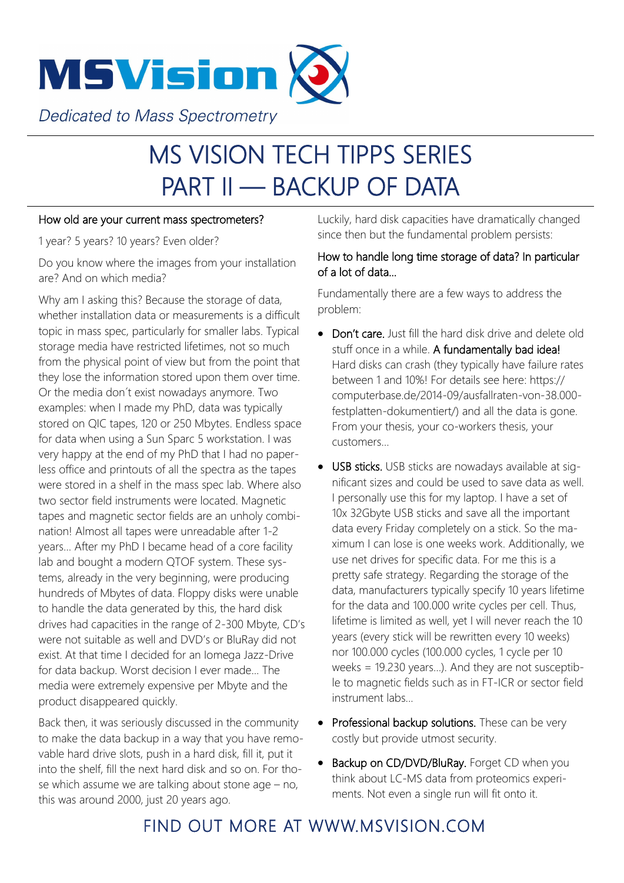MSVision

*Dedicated to Mass Spectrometry*

# MS VISION TECH TIPPS SERIES PART II — BACKUP OF DATA

How old are your current mass spectrometers?

1 year? 5 years? 10 years? Even older?

Do you know where the images from your installation are? And on which media?

Why am I asking this? Because the storage of data, whether installation data or measurements is a difficult topic in mass spec, particularly for smaller labs. Typical storage media have restricted lifetimes, not so much from the physical point of view but from the point that they lose the information stored upon them over time. Or the media don´t exist nowadays anymore. Two examples: when I made my PhD, data was typically stored on QIC tapes, 120 or 250 Mbytes. Endless space for data when using a Sun Sparc 5 workstation. I was very happy at the end of my PhD that I had no paperless office and printouts of all the spectra as the tapes were stored in a shelf in the mass spec lab. Where also two sector field instruments were located. Magnetic tapes and magnetic sector fields are an unholy combination! Almost all tapes were unreadable after 1-2 years… After my PhD I became head of a core facility lab and bought a modern QTOF system. These systems, already in the very beginning, were producing hundreds of Mbytes of data. Floppy disks were unable to handle the data generated by this, the hard disk drives had capacities in the range of 2-300 Mbyte, CD's were not suitable as well and DVD's or BluRay did not exist. At that time I decided for an Iomega Jazz-Drive for data backup. Worst decision I ever made… The media were extremely expensive per Mbyte and the product disappeared quickly.

Back then, it was seriously discussed in the community to make the data backup in a way that you have removable hard drive slots, push in a hard disk, fill it, put it into the shelf, fill the next hard disk and so on. For those which assume we are talking about stone age – no, this was around 2000, just 20 years ago.

Luckily, hard disk capacities have dramatically changed since then but the fundamental problem persists:

How to handle long time storage of data? In particular of a lot of data…

Fundamentally there are a few ways to address the problem:

- Don't care. Just fill the hard disk drive and delete old stuff once in a while. A fundamentally bad idea! Hard disks can crash (they typically have failure rates between 1 and 10%! For details see here: https://computerbase.de/2014-09/ausfallraten-von-38.000-festplatten-dokumentiert/) and all the data is gone. From your thesis, your co-workers thesis, your customers…
- USB sticks. USB sticks are nowadays available at significant sizes and could be used to save data as well. I personally use this for my laptop. I have a set of 10x 32Gbyte USB sticks and save all the important data every Friday completely on a stick. So the maximum I can lose is one weeks work. Additionally, we use net drives for specific data. For me this is a pretty safe strategy. Regarding the storage of the data, manufacturers typically specify 10 years lifetime for the data and 100.000 write cycles per cell. Thus, lifetime is limited as well, yet I will never reach the 10 years (every stick will be rewritten every 10 weeks) nor 100.000 cycles (100.000 cycles, 1 cycle per 10 weeks = 19.230 years…). And they are not susceptible to magnetic fields such as in FT-ICR or sector field instrument labs…
- Professional backup solutions. These can be very costly but provide utmost security.
- Backup on CD/DVD/BluRay. Forget CD when you think about LC-MS data from proteomics experiments. Not even a single run will fit onto it.

FIND OUT MORE AT WWW.MSVISION.COM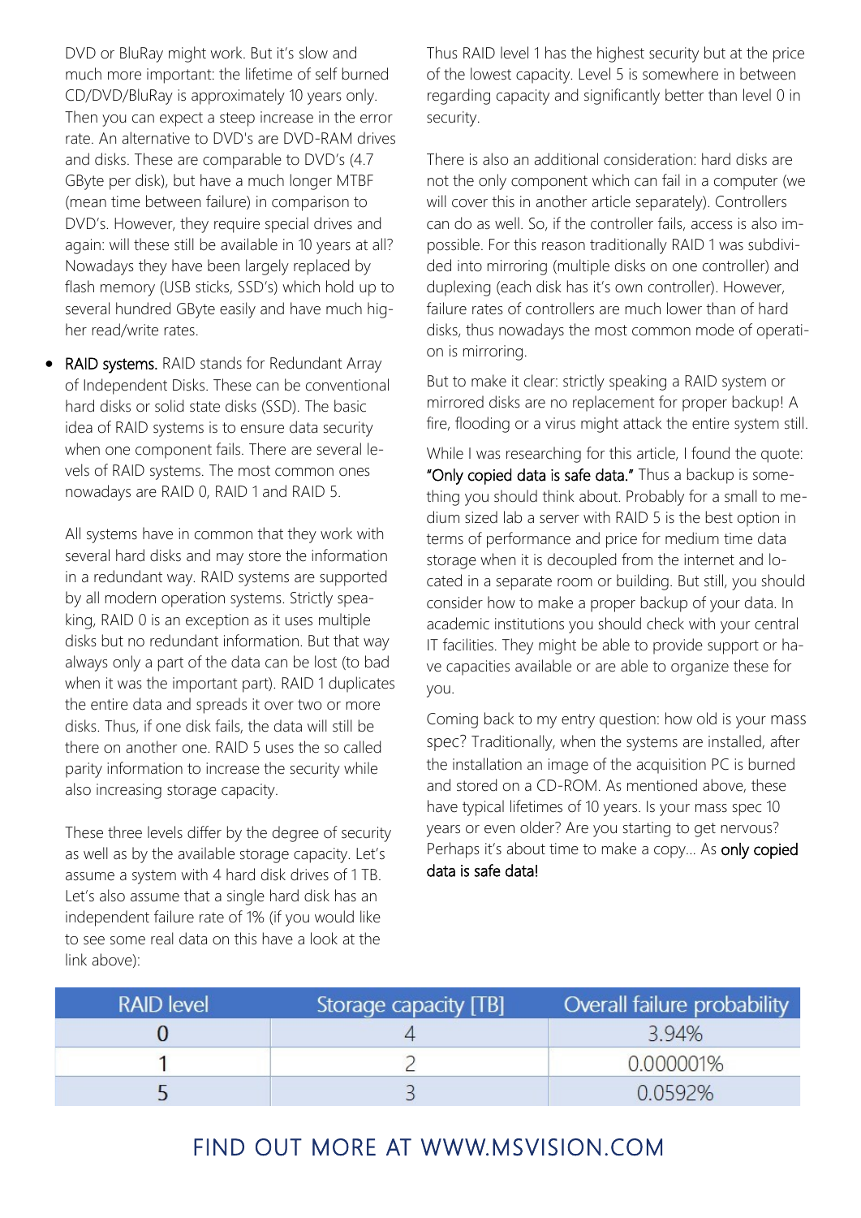DVD or BluRay might work. But it's slow and much more important: the lifetime of self burned CD/DVD/BluRay is approximately 10 years only. Then you can expect a steep increase in the error rate. An alternative to DVD's are DVD-RAM drives and disks. These are comparable to DVD's (4.7 GByte per disk), but have a much longer MTBF (mean time between failure) in comparison to DVD's. However, they require special drives and again: will these still be available in 10 years at all? Nowadays they have been largely replaced by flash memory (USB sticks, SSD's) which hold up to several hundred GByte easily and have much higher read/write rates.

- RAID systems. RAID stands for Redundant Array of Independent Disks. These can be conventional hard disks or solid state disks (SSD). The basic idea of RAID systems is to ensure data security when one component fails. There are several levels of RAID systems. The most common ones nowadays are RAID 0, RAID 1 and RAID 5.

  All systems have in common that they work with several hard disks and may store the information in a redundant way. RAID systems are supported by all modern operation systems. Strictly speaking, RAID 0 is an exception as it uses multiple disks but no redundant information. But that way always only a part of the data can be lost (to bad when it was the important part). RAID 1 duplicates the entire data and spreads it over two or more disks. Thus, if one disk fails, the data will still be there on another one. RAID 5 uses the so called parity information to increase the security while also increasing storage capacity.

  These three levels differ by the degree of security as well as by the available storage capacity. Let's assume a system with 4 hard disk drives of 1 TB. Let's also assume that a single hard disk has an independent failure rate of 1% (if you would like to see some real data on this have a look at the link above):

Thus RAID level 1 has the highest security but at the price of the lowest capacity. Level 5 is somewhere in between regarding capacity and significantly better than level 0 in security.

There is also an additional consideration: hard disks are not the only component which can fail in a computer (we will cover this in another article separately). Controllers can do as well. So, if the controller fails, access is also impossible. For this reason traditionally RAID 1 was subdivided into mirroring (multiple disks on one controller) and duplexing (each disk has it's own controller). However, failure rates of controllers are much lower than of hard disks, thus nowadays the most common mode of operation is mirroring.

But to make it clear: strictly speaking a RAID system or mirrored disks are no replacement for proper backup! A fire, flooding or a virus might attack the entire system still.

While I was researching for this article, I found the quote: "Only copied data is safe data." Thus a backup is something you should think about. Probably for a small to medium sized lab a server with RAID 5 is the best option in terms of performance and price for medium time data storage when it is decoupled from the internet and located in a separate room or building. But still, you should consider how to make a proper backup of your data. In academic institutions you should check with your central IT facilities. They might be able to provide support or have capacities available or are able to organize these for you.

Coming back to my entry question: how old is your mass spec? Traditionally, when the systems are installed, after the installation an image of the acquisition PC is burned and stored on a CD-ROM. As mentioned above, these have typical lifetimes of 10 years. Is your mass spec 10 years or even older? Are you starting to get nervous? Perhaps it's about time to make a copy... As only copied data is safe data!

| RAID level | Storage capacity [TB] | Overall failure probability |
|---|---|---|
| 0 | 4 | 3.94% |
| 1 | 2 | 0.000001% |
| 5 | 3 | 0.0592% |

FIND OUT MORE AT WWW.MSVISION.COM